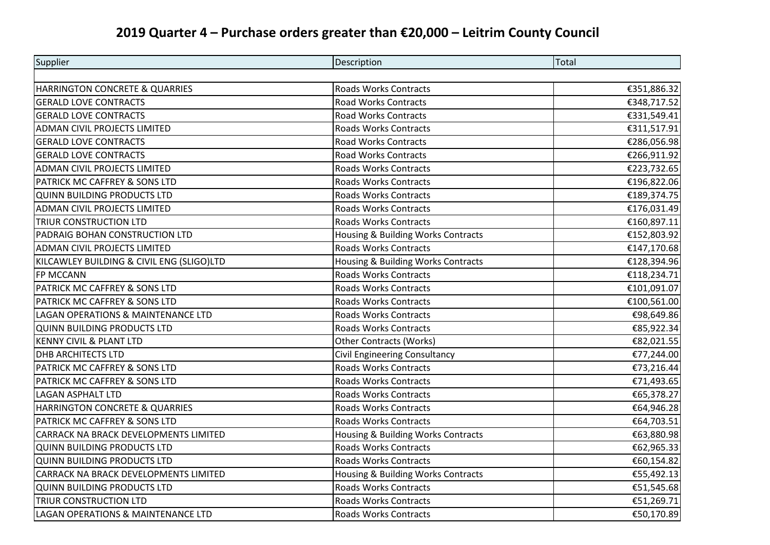## 2019 Quarter 4 – Purchase orders greater than €20,000 – Leitrim County Council

| Supplier | Description | Total |
|---|---|---|
| | | |
| HARRINGTON CONCRETE & QUARRIES | Roads Works Contracts | €351,886.32 |
| GERALD LOVE CONTRACTS | Road Works Contracts | €348,717.52 |
| GERALD LOVE CONTRACTS | Road Works Contracts | €331,549.41 |
| ADMAN CIVIL PROJECTS LIMITED | Roads Works Contracts | €311,517.91 |
| GERALD LOVE CONTRACTS | Road Works Contracts | €286,056.98 |
| GERALD LOVE CONTRACTS | Road Works Contracts | €266,911.92 |
| ADMAN CIVIL PROJECTS LIMITED | Roads Works Contracts | €223,732.65 |
| PATRICK MC CAFFREY & SONS LTD | Roads Works Contracts | €196,822.06 |
| QUINN BUILDING PRODUCTS LTD | Roads Works Contracts | €189,374.75 |
| ADMAN CIVIL PROJECTS LIMITED | Roads Works Contracts | €176,031.49 |
| TRIUR CONSTRUCTION LTD | Roads Works Contracts | €160,897.11 |
| PADRAIG BOHAN CONSTRUCTION LTD | Housing & Building Works Contracts | €152,803.92 |
| ADMAN CIVIL PROJECTS LIMITED | Roads Works Contracts | €147,170.68 |
| KILCAWLEY BUILDING & CIVIL ENG (SLIGO)LTD | Housing & Building Works Contracts | €128,394.96 |
| FP MCCANN | Roads Works Contracts | €118,234.71 |
| PATRICK MC CAFFREY & SONS LTD | Roads Works Contracts | €101,091.07 |
| PATRICK MC CAFFREY & SONS LTD | Roads Works Contracts | €100,561.00 |
| LAGAN OPERATIONS & MAINTENANCE LTD | Roads Works Contracts | €98,649.86 |
| QUINN BUILDING PRODUCTS LTD | Roads Works Contracts | €85,922.34 |
| KENNY CIVIL & PLANT LTD | Other Contracts (Works) | €82,021.55 |
| DHB ARCHITECTS LTD | Civil Engineering Consultancy | €77,244.00 |
| PATRICK MC CAFFREY & SONS LTD | Roads Works Contracts | €73,216.44 |
| PATRICK MC CAFFREY & SONS LTD | Roads Works Contracts | €71,493.65 |
| LAGAN ASPHALT LTD | Roads Works Contracts | €65,378.27 |
| HARRINGTON CONCRETE & QUARRIES | Roads Works Contracts | €64,946.28 |
| PATRICK MC CAFFREY & SONS LTD | Roads Works Contracts | €64,703.51 |
| CARRACK NA BRACK DEVELOPMENTS LIMITED | Housing & Building Works Contracts | €63,880.98 |
| QUINN BUILDING PRODUCTS LTD | Roads Works Contracts | €62,965.33 |
| QUINN BUILDING PRODUCTS LTD | Roads Works Contracts | €60,154.82 |
| CARRACK NA BRACK DEVELOPMENTS LIMITED | Housing & Building Works Contracts | €55,492.13 |
| QUINN BUILDING PRODUCTS LTD | Roads Works Contracts | €51,545.68 |
| TRIUR CONSTRUCTION LTD | Roads Works Contracts | €51,269.71 |
| LAGAN OPERATIONS & MAINTENANCE LTD | Roads Works Contracts | €50,170.89 |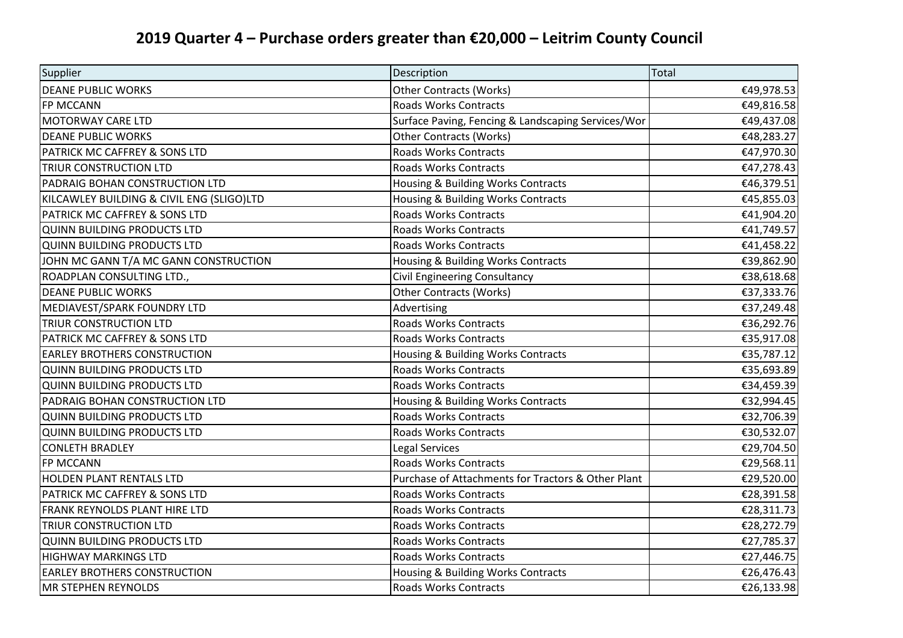## 2019 Quarter 4 – Purchase orders greater than €20,000 – Leitrim County Council

| Supplier | Description | Total |
|---|---|---|
| DEANE PUBLIC WORKS | Other Contracts (Works) | €49,978.53 |
| FP MCCANN | Roads Works Contracts | €49,816.58 |
| MOTORWAY CARE LTD | Surface Paving, Fencing & Landscaping Services/Wor | €49,437.08 |
| DEANE PUBLIC WORKS | Other Contracts (Works) | €48,283.27 |
| PATRICK MC CAFFREY & SONS LTD | Roads Works Contracts | €47,970.30 |
| TRIUR CONSTRUCTION LTD | Roads Works Contracts | €47,278.43 |
| PADRAIG BOHAN CONSTRUCTION LTD | Housing & Building Works Contracts | €46,379.51 |
| KILCAWLEY BUILDING & CIVIL ENG (SLIGO)LTD | Housing & Building Works Contracts | €45,855.03 |
| PATRICK MC CAFFREY & SONS LTD | Roads Works Contracts | €41,904.20 |
| QUINN BUILDING PRODUCTS LTD | Roads Works Contracts | €41,749.57 |
| QUINN BUILDING PRODUCTS LTD | Roads Works Contracts | €41,458.22 |
| JOHN MC GANN T/A MC GANN CONSTRUCTION | Housing & Building Works Contracts | €39,862.90 |
| ROADPLAN CONSULTING LTD., | Civil Engineering Consultancy | €38,618.68 |
| DEANE PUBLIC WORKS | Other Contracts (Works) | €37,333.76 |
| MEDIAVEST/SPARK FOUNDRY LTD | Advertising | €37,249.48 |
| TRIUR CONSTRUCTION LTD | Roads Works Contracts | €36,292.76 |
| PATRICK MC CAFFREY & SONS LTD | Roads Works Contracts | €35,917.08 |
| EARLEY BROTHERS CONSTRUCTION | Housing & Building Works Contracts | €35,787.12 |
| QUINN BUILDING PRODUCTS LTD | Roads Works Contracts | €35,693.89 |
| QUINN BUILDING PRODUCTS LTD | Roads Works Contracts | €34,459.39 |
| PADRAIG BOHAN CONSTRUCTION LTD | Housing & Building Works Contracts | €32,994.45 |
| QUINN BUILDING PRODUCTS LTD | Roads Works Contracts | €32,706.39 |
| QUINN BUILDING PRODUCTS LTD | Roads Works Contracts | €30,532.07 |
| CONLETH BRADLEY | Legal Services | €29,704.50 |
| FP MCCANN | Roads Works Contracts | €29,568.11 |
| HOLDEN PLANT RENTALS LTD | Purchase of Attachments for Tractors & Other Plant | €29,520.00 |
| PATRICK MC CAFFREY & SONS LTD | Roads Works Contracts | €28,391.58 |
| FRANK REYNOLDS PLANT HIRE LTD | Roads Works Contracts | €28,311.73 |
| TRIUR CONSTRUCTION LTD | Roads Works Contracts | €28,272.79 |
| QUINN BUILDING PRODUCTS LTD | Roads Works Contracts | €27,785.37 |
| HIGHWAY MARKINGS LTD | Roads Works Contracts | €27,446.75 |
| EARLEY BROTHERS CONSTRUCTION | Housing & Building Works Contracts | €26,476.43 |
| MR STEPHEN REYNOLDS | Roads Works Contracts | €26,133.98 |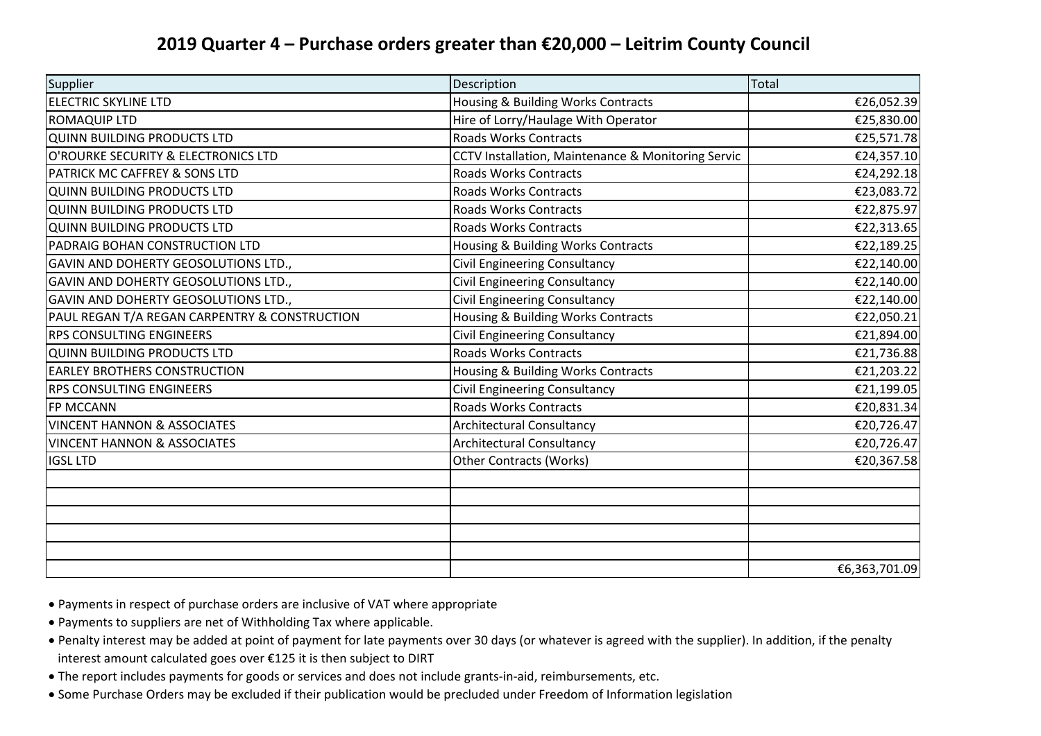## 2019 Quarter 4 – Purchase orders greater than €20,000 – Leitrim County Council

| Supplier | Description | Total |
|---|---|---|
| ELECTRIC SKYLINE LTD | Housing & Building Works Contracts | €26,052.39 |
| ROMAQUIP LTD | Hire of Lorry/Haulage With Operator | €25,830.00 |
| QUINN BUILDING PRODUCTS LTD | Roads Works Contracts | €25,571.78 |
| O'ROURKE SECURITY & ELECTRONICS LTD | CCTV Installation, Maintenance & Monitoring Servic | €24,357.10 |
| PATRICK MC CAFFREY & SONS LTD | Roads Works Contracts | €24,292.18 |
| QUINN BUILDING PRODUCTS LTD | Roads Works Contracts | €23,083.72 |
| QUINN BUILDING PRODUCTS LTD | Roads Works Contracts | €22,875.97 |
| QUINN BUILDING PRODUCTS LTD | Roads Works Contracts | €22,313.65 |
| PADRAIG BOHAN CONSTRUCTION LTD | Housing & Building Works Contracts | €22,189.25 |
| GAVIN AND DOHERTY GEOSOLUTIONS LTD., | Civil Engineering Consultancy | €22,140.00 |
| GAVIN AND DOHERTY GEOSOLUTIONS LTD., | Civil Engineering Consultancy | €22,140.00 |
| GAVIN AND DOHERTY GEOSOLUTIONS LTD., | Civil Engineering Consultancy | €22,140.00 |
| PAUL REGAN T/A REGAN CARPENTRY & CONSTRUCTION | Housing & Building Works Contracts | €22,050.21 |
| RPS CONSULTING ENGINEERS | Civil Engineering Consultancy | €21,894.00 |
| QUINN BUILDING PRODUCTS LTD | Roads Works Contracts | €21,736.88 |
| EARLEY BROTHERS CONSTRUCTION | Housing & Building Works Contracts | €21,203.22 |
| RPS CONSULTING ENGINEERS | Civil Engineering Consultancy | €21,199.05 |
| FP MCCANN | Roads Works Contracts | €20,831.34 |
| VINCENT HANNON & ASSOCIATES | Architectural Consultancy | €20,726.47 |
| VINCENT HANNON & ASSOCIATES | Architectural Consultancy | €20,726.47 |
| IGSL LTD | Other Contracts (Works) | €20,367.58 |
| | | |
| | | |
| | | |
| | | |
| | | |
| | | €6,363,701.09 |

- Payments in respect of purchase orders are inclusive of VAT where appropriate
- Payments to suppliers are net of Withholding Tax where applicable.
- Penalty interest may be added at point of payment for late payments over 30 days (or whatever is agreed with the supplier). In addition, if the penalty interest amount calculated goes over €125 it is then subject to DIRT
- The report includes payments for goods or services and does not include grants-in-aid, reimbursements, etc.
- Some Purchase Orders may be excluded if their publication would be precluded under Freedom of Information legislation